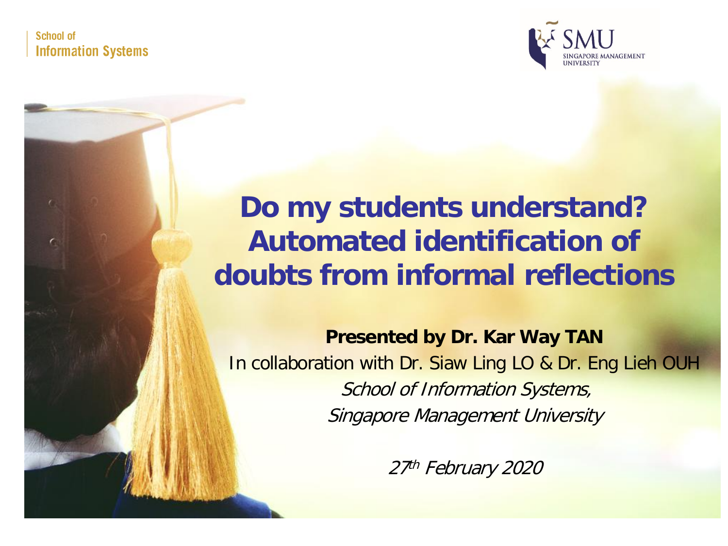School of
Information Systems

SMU
SINGAPORE MANAGEMENT UNIVERSITY

# Do my students understand? Automated identification of doubts from informal reflections

**Presented by Dr. Kar Way TAN**

In collaboration with Dr. Siaw Ling LO & Dr. Eng Lieh OUH

*School of Information Systems,*

*Singapore Management University*

*27th February 2020*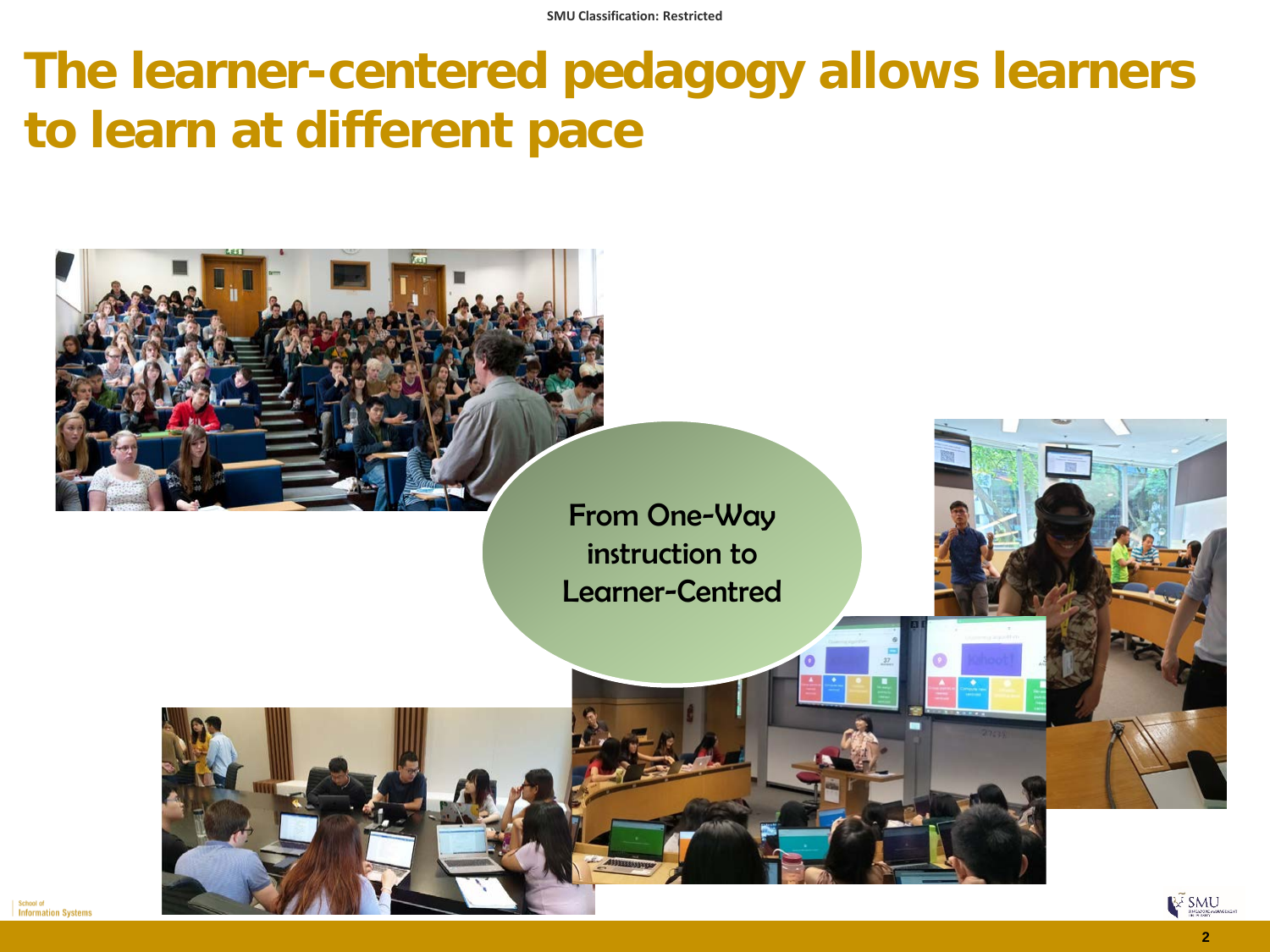# The learner-centered pedagogy allows learners to learn at different pace

From One-Way instruction to Learner-Centred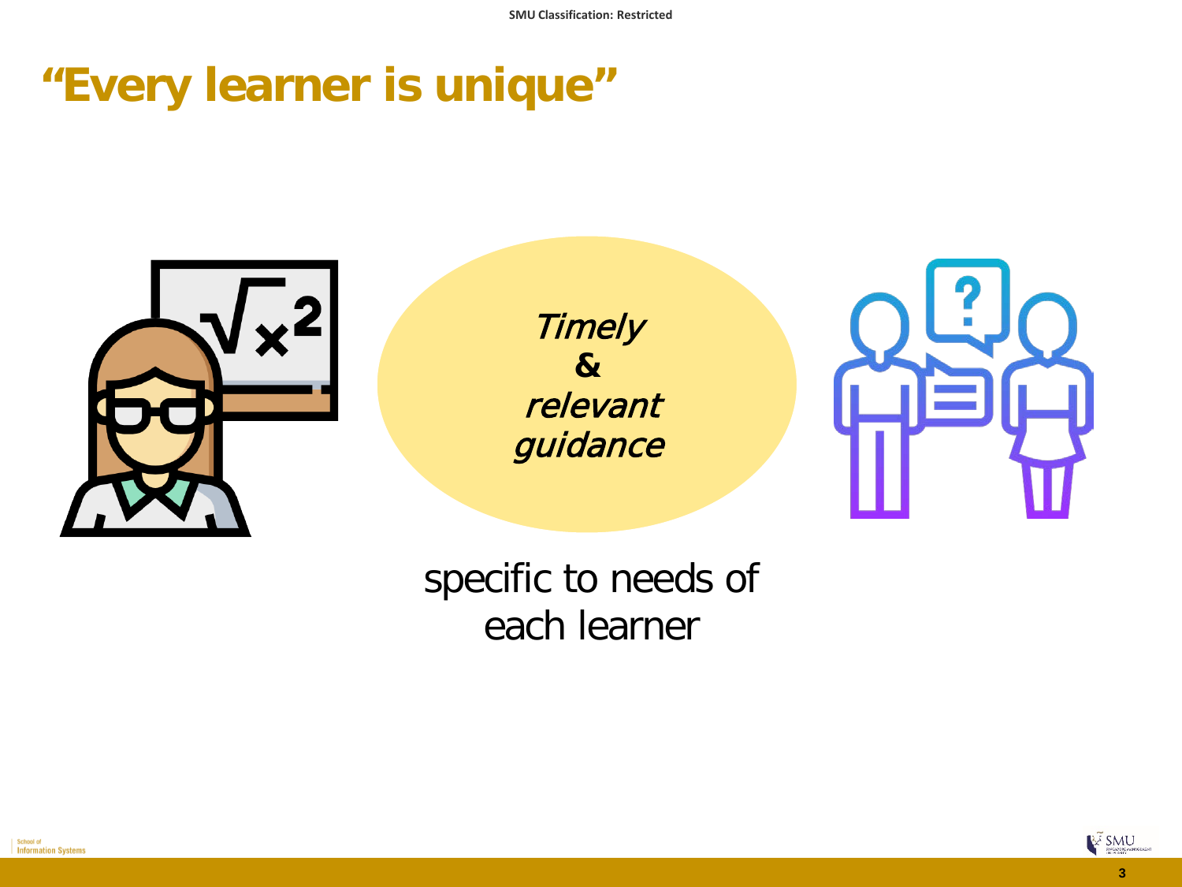# “Every learner is unique”

*Timely*
**&**
*relevant guidance*

specific to needs of each learner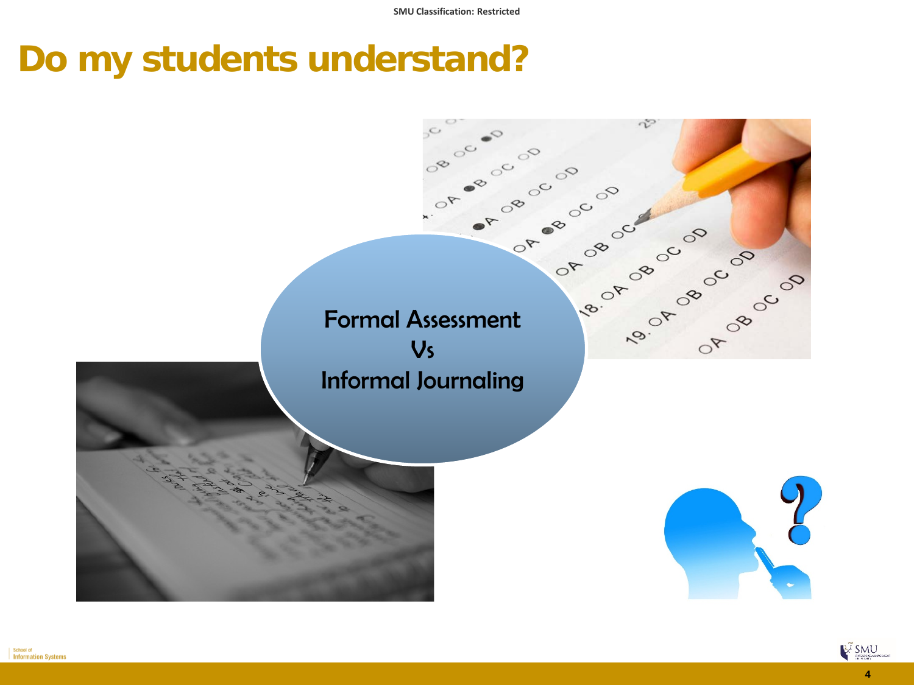# Do my students understand?

Formal Assessment
Vs
Informal Journaling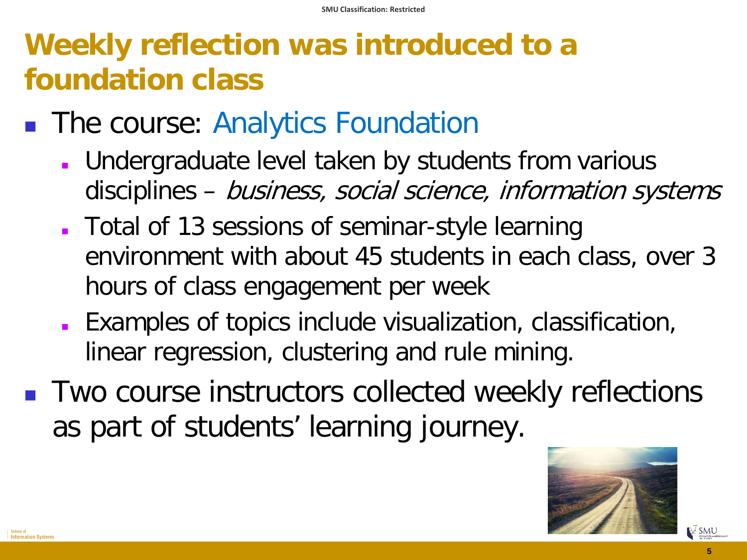# Weekly reflection was introduced to a foundation class

- The course: Analytics Foundation
  - Undergraduate level taken by students from various disciplines – *business, social science, information systems*
  - Total of 13 sessions of seminar-style learning environment with about 45 students in each class, over 3 hours of class engagement per week
  - Examples of topics include visualization, classification, linear regression, clustering and rule mining.
- Two course instructors collected weekly reflections as part of students' learning journey.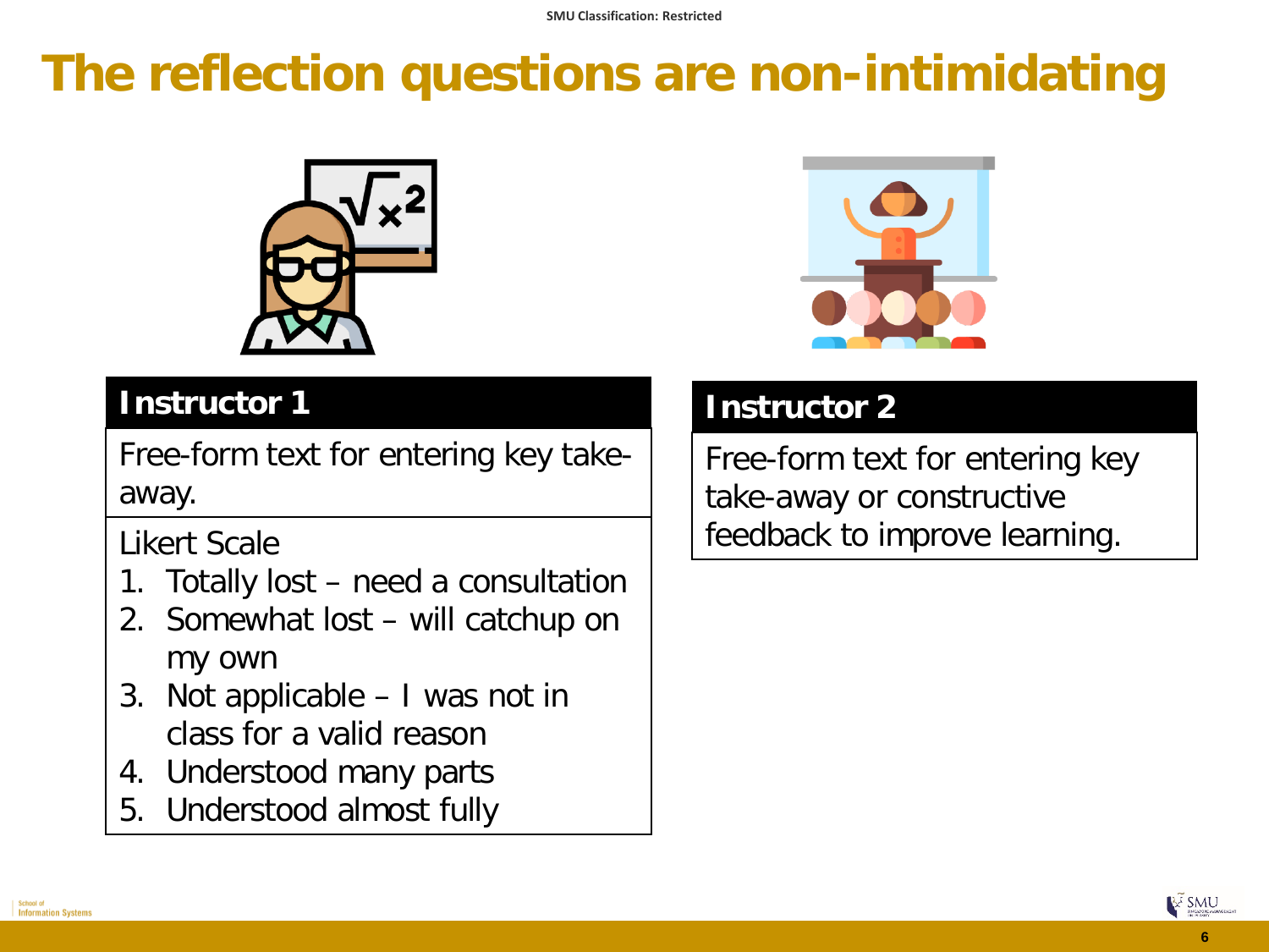# The reflection questions are non-intimidating

## Instructor 1

Free-form text for entering key take-away.

Likert Scale

1. Totally lost – need a consultation
2. Somewhat lost – will catchup on my own
3. Not applicable – I was not in class for a valid reason
4. Understood many parts
5. Understood almost fully

## Instructor 2

Free-form text for entering key take-away or constructive feedback to improve learning.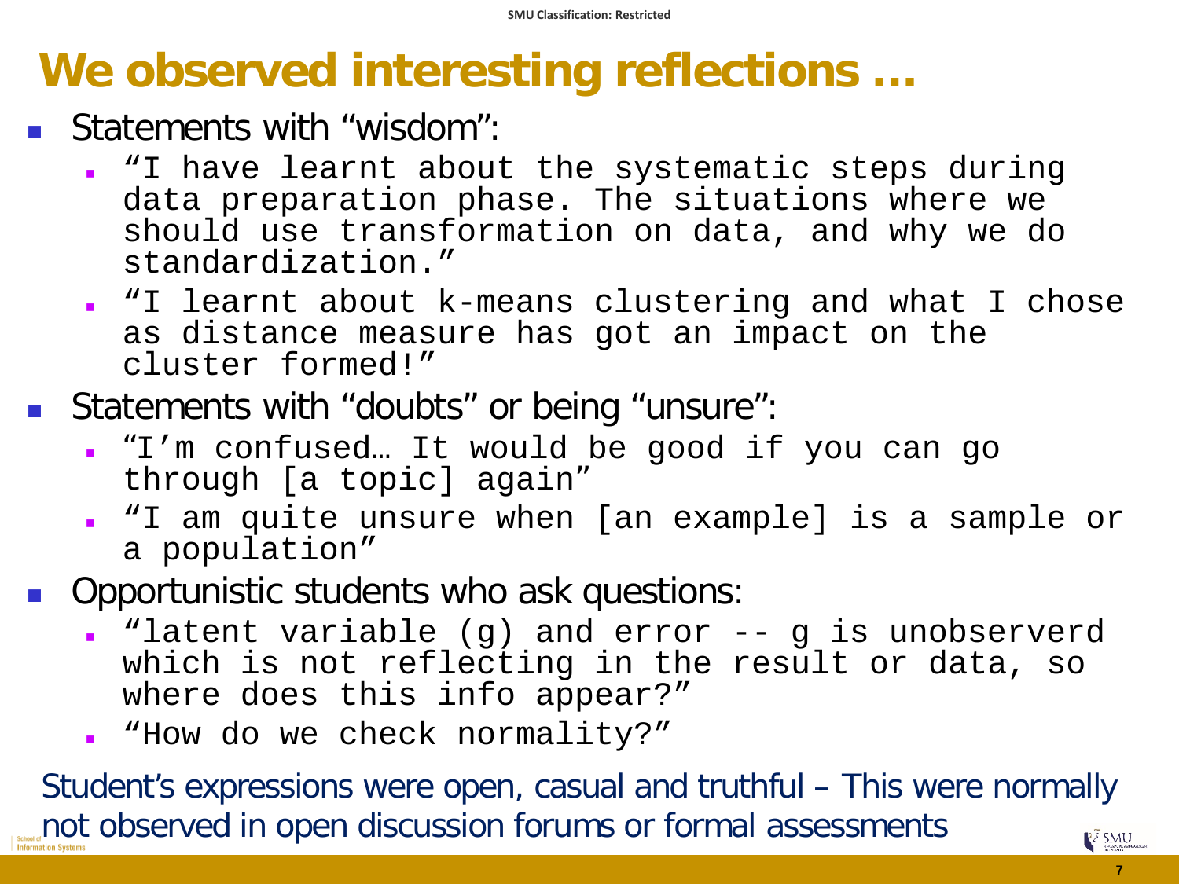# We observed interesting reflections …

- Statements with "wisdom":
  - "I have learnt about the systematic steps during data preparation phase. The situations where we should use transformation on data, and why we do standardization."
  - "I learnt about k-means clustering and what I chose as distance measure has got an impact on the cluster formed!"
- Statements with "doubts" or being "unsure":
  - "I'm confused… It would be good if you can go through [a topic] again"
  - "I am quite unsure when [an example] is a sample or a population"
- Opportunistic students who ask questions:
  - "latent variable (g) and error -- g is unobserverd which is not reflecting in the result or data, so where does this info appear?"
  - "How do we check normality?"

Student's expressions were open, casual and truthful – This were normally not observed in open discussion forums or formal assessments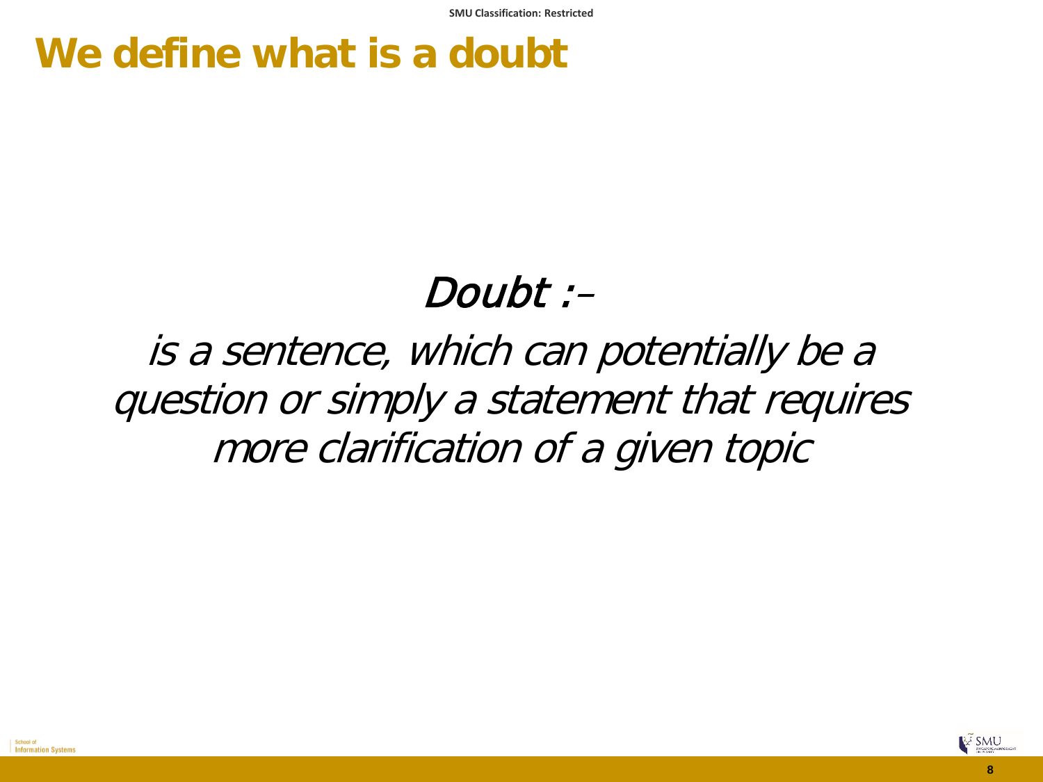# We define what is a doubt

*Doubt :–*

*is a sentence, which can potentially be a question or simply a statement that requires more clarification of a given topic*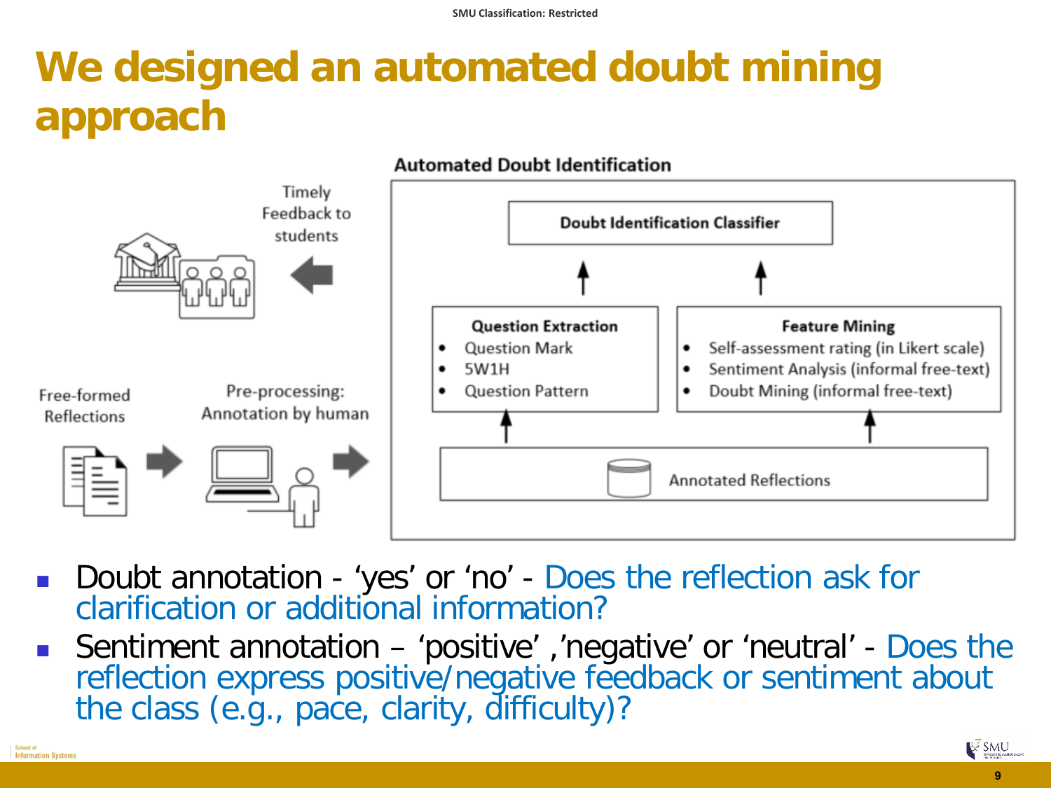# We designed an automated doubt mining approach

**Automated Doubt Identification**

Timely Feedback to students

**Doubt Identification Classifier**

**Question Extraction**
- Question Mark
- 5W1H
- Question Pattern

**Feature Mining**
- Self-assessment rating (in Likert scale)
- Sentiment Analysis (informal free-text)
- Doubt Mining (informal free-text)

Free-formed Reflections

Pre-processing: Annotation by human

Annotated Reflections

- Doubt annotation - ‘yes’ or ‘no’ - Does the reflection ask for clarification or additional information?
- Sentiment annotation – ‘positive’ ,’negative’ or ‘neutral’ - Does the reflection express positive/negative feedback or sentiment about the class (e.g., pace, clarity, difficulty)?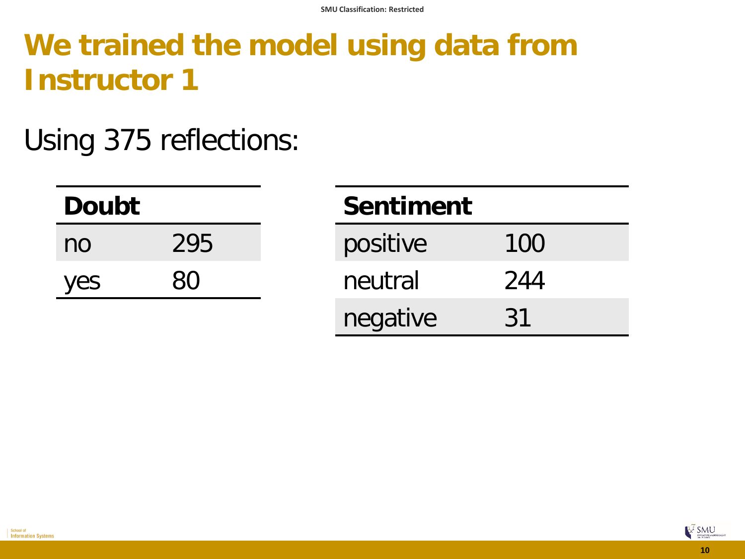# We trained the model using data from Instructor 1

Using 375 reflections:

| Doubt | |
|---|---|
| no | 295 |
| yes | 80 |

| Sentiment | |
|---|---|
| positive | 100 |
| neutral | 244 |
| negative | 31 |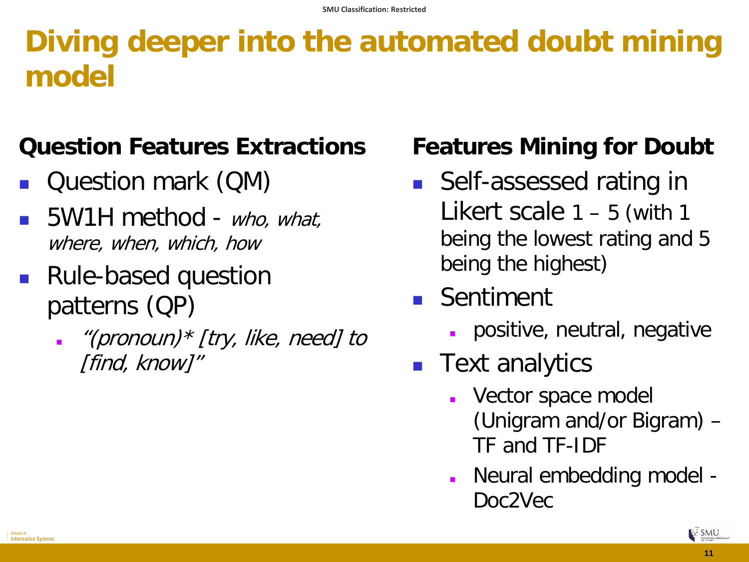# Diving deeper into the automated doubt mining model

## Question Features Extractions

- Question mark (QM)
- 5W1H method - *who, what, where, when, which, how*
- Rule-based question patterns (QP)
  - *"(pronoun)* [try, like, need] to [find, know]"*

## Features Mining for Doubt

- Self-assessed rating in Likert scale 1 – 5 (with 1 being the lowest rating and 5 being the highest)
- Sentiment
  - positive, neutral, negative
- Text analytics
  - Vector space model (Unigram and/or Bigram) – TF and TF-IDF
  - Neural embedding model - Doc2Vec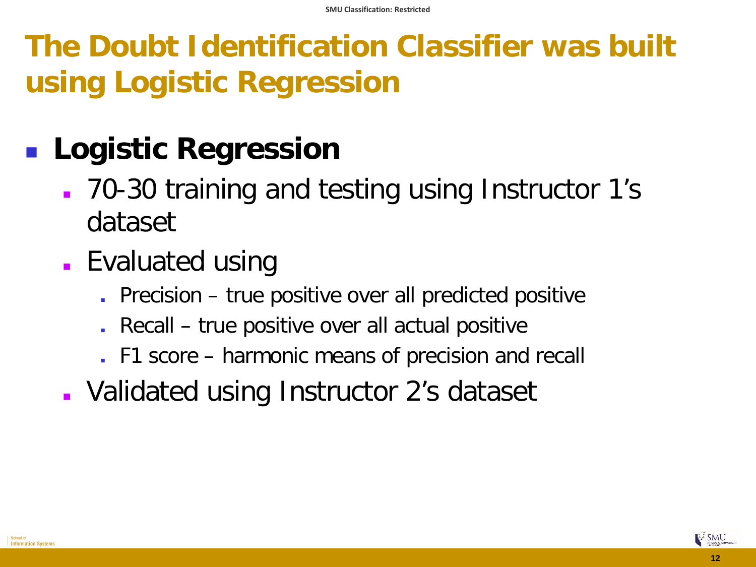# The Doubt Identification Classifier was built using Logistic Regression

- **Logistic Regression**
  - 70-30 training and testing using Instructor 1's dataset
  - Evaluated using
    - Precision – true positive over all predicted positive
    - Recall – true positive over all actual positive
    - F1 score – harmonic means of precision and recall
  - Validated using Instructor 2's dataset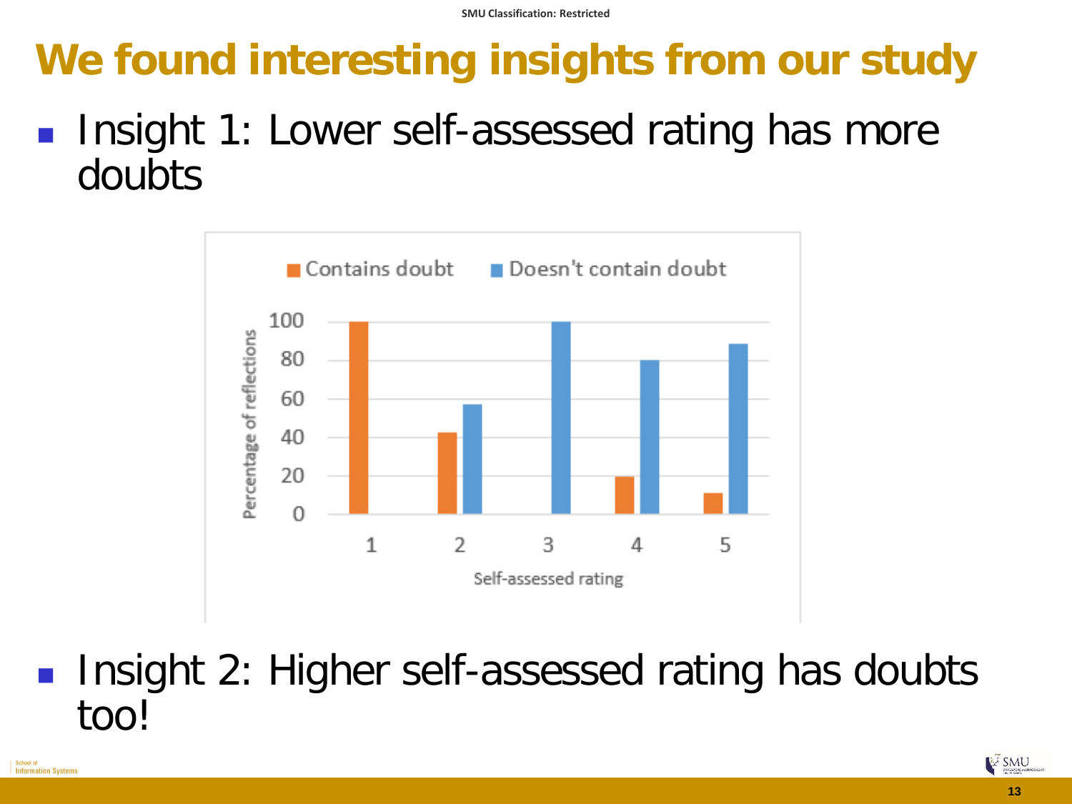# We found interesting insights from our study

- Insight 1: Lower self-assessed rating has more doubts

- Insight 2: Higher self-assessed rating has doubts too!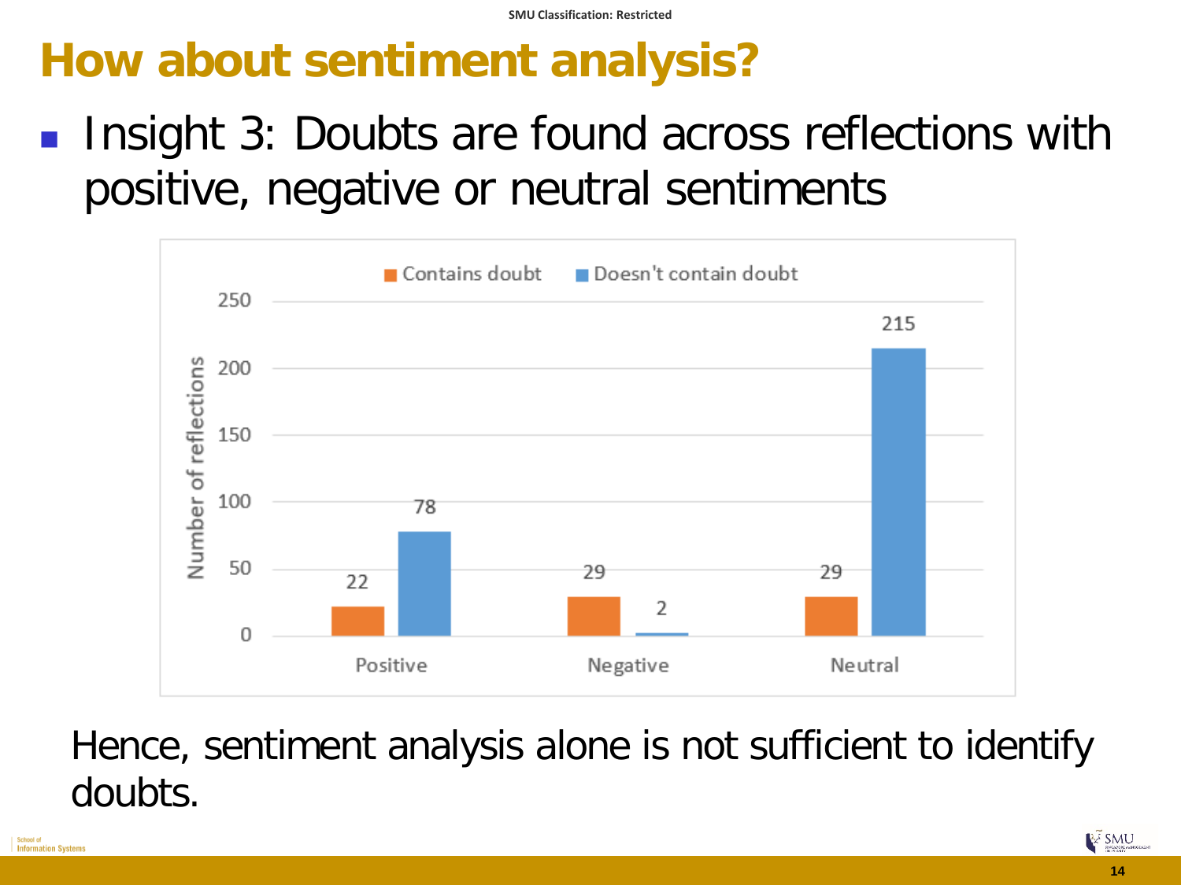# How about sentiment analysis?

- Insight 3: Doubts are found across reflections with positive, negative or neutral sentiments

| Sentiment | Contains doubt | Doesn't contain doubt |
| --- | --- | --- |
| Positive | 22 | 78 |
| Negative | 29 | 2 |
| Neutral | 29 | 215 |

Hence, sentiment analysis alone is not sufficient to identify doubts.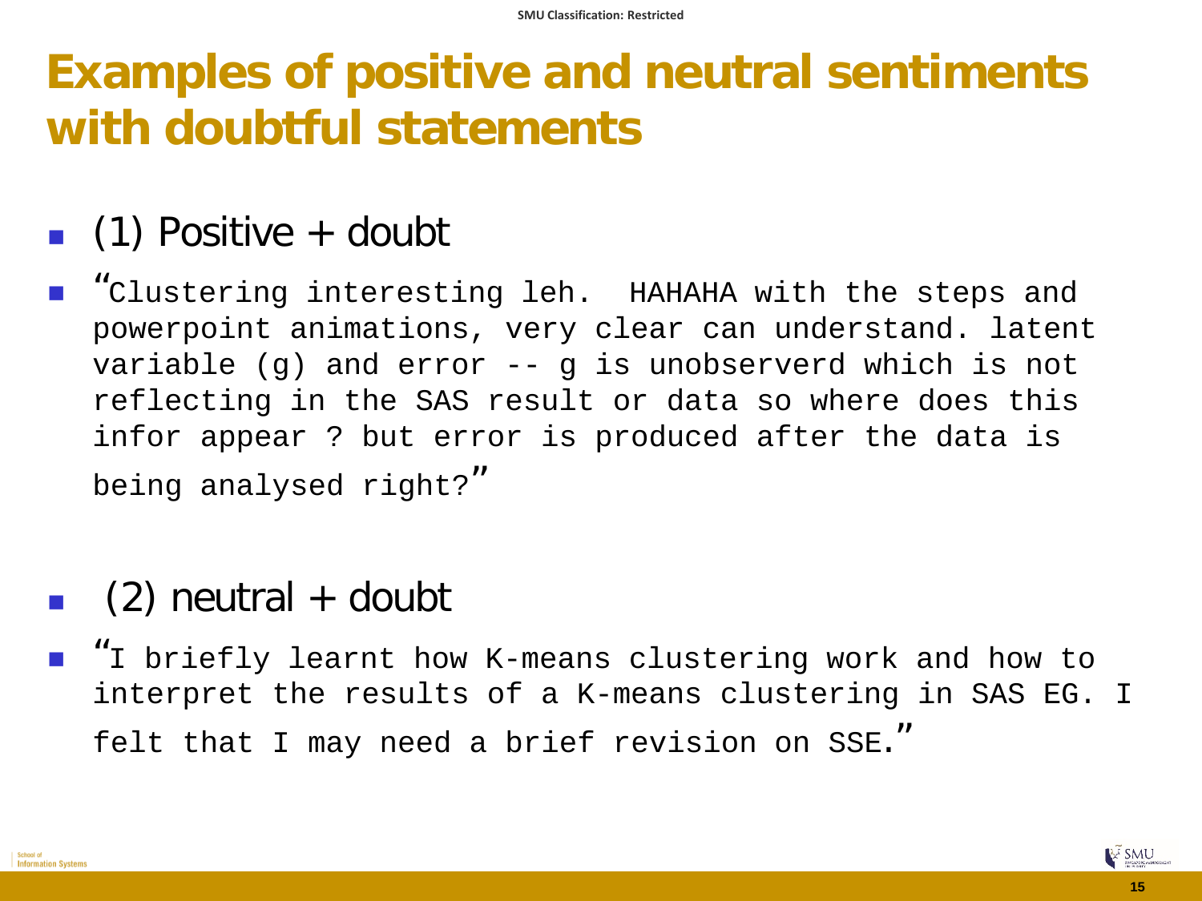# Examples of positive and neutral sentiments with doubtful statements

- (1) Positive + doubt
- "Clustering interesting leh.  HAHAHA with the steps and powerpoint animations, very clear can understand. latent variable (g) and error -- g is unobserverd which is not reflecting in the SAS result or data so where does this infor appear ? but error is produced after the data is being analysed right?"

- (2) neutral + doubt
- "I briefly learnt how K-means clustering work and how to interpret the results of a K-means clustering in SAS EG. I felt that I may need a brief revision on SSE."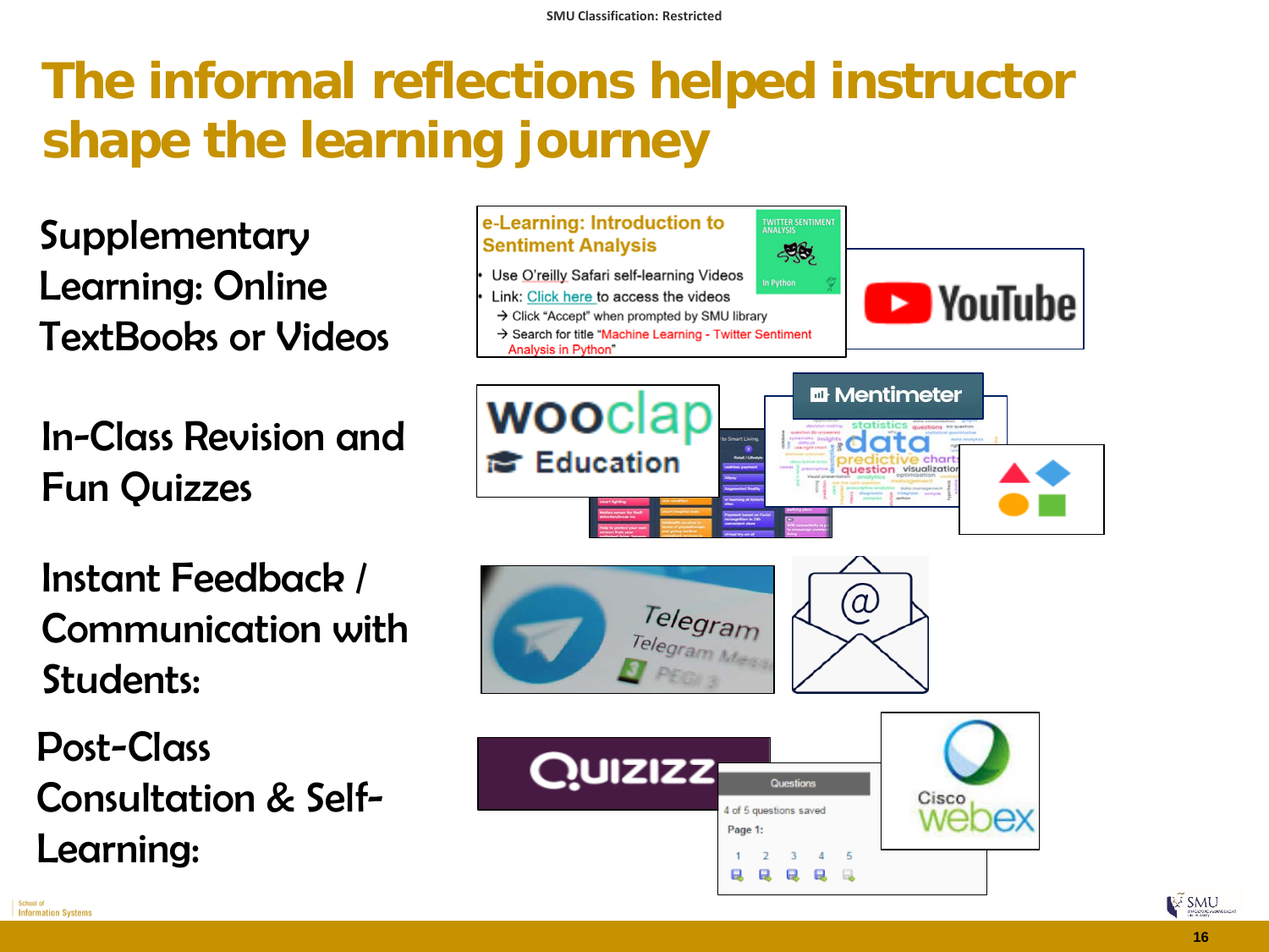# The informal reflections helped instructor shape the learning journey

Supplementary Learning: Online TextBooks or Videos

**e-Learning: Introduction to Sentiment Analysis**

- Use O'reilly Safari self-learning Videos
- Link: Click here to access the videos
  - → Click "Accept" when prompted by SMU library
  - → Search for title "Machine Learning - Twitter Sentiment Analysis in Python"

In-Class Revision and Fun Quizzes

Instant Feedback / Communication with Students:

Post-Class Consultation & Self-Learning: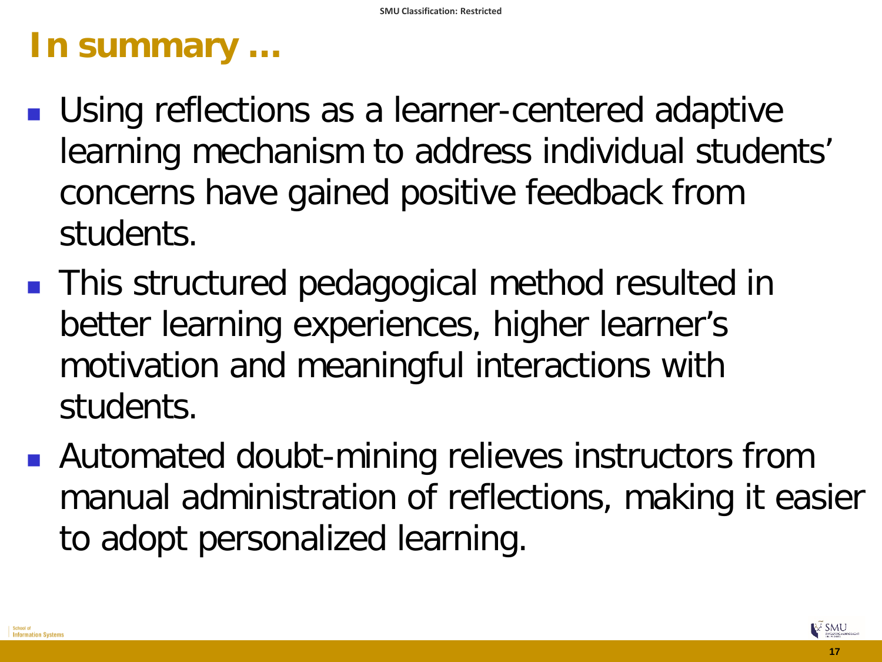# In summary …

- Using reflections as a learner-centered adaptive learning mechanism to address individual students' concerns have gained positive feedback from students.
- This structured pedagogical method resulted in better learning experiences, higher learner's motivation and meaningful interactions with students.
- Automated doubt-mining relieves instructors from manual administration of reflections, making it easier to adopt personalized learning.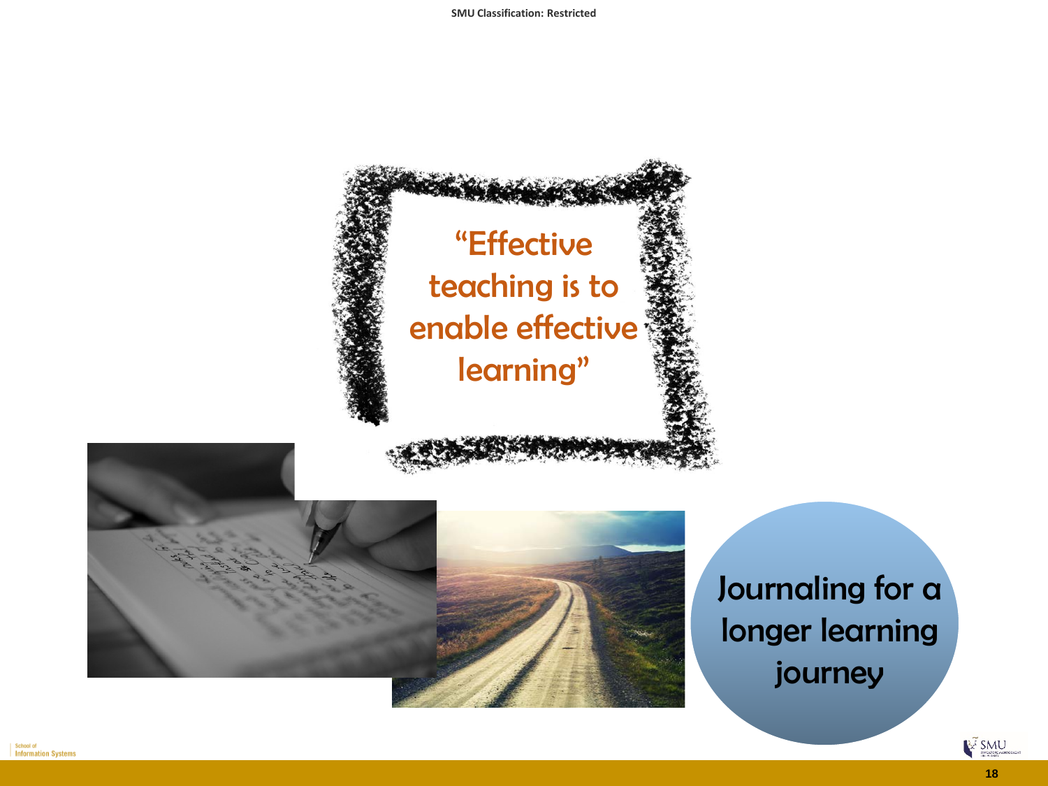“Effective teaching is to enable effective learning”

Journaling for a longer learning journey